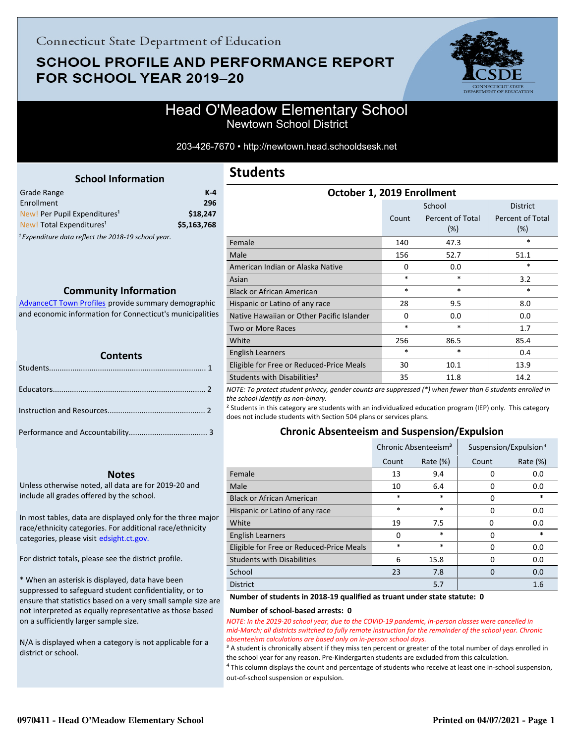Connecticut State Department of Education

# SCHOOL PROFILE AND PERFORMANCE REPORT FOR SCHOOL YEAR 2019–20

## Head O'Meadow Elementary School

Newtown School District

203-426-7670 • http://newtown.head.schooldsesk.net

### School Information

| | |
|---|---|
| Grade Range | **K-4** |
| Enrollment | **296** |
| New! Per Pupil Expenditures[1] | **$18,247** |
| New! Total Expenditures[1] | **$5,163,768** |

*[1] Expenditure data reflect the 2018-19 school year.*

### Community Information

AdvanceCT Town Profiles provide summary demographic and economic information for Connecticut's municipalities

### Contents

Students........................................................................ 1

Educators...................................................................... 2

Instruction and Resources............................................. 2

Performance and Accountability.................................... 3

### Notes

Unless otherwise noted, all data are for 2019-20 and include all grades offered by the school.

In most tables, data are displayed only for the three major race/ethnicity categories. For additional race/ethnicity categories, please visit edsight.ct.gov.

For district totals, please see the district profile.

* When an asterisk is displayed, data have been suppressed to safeguard student confidentiality, or to ensure that statistics based on a very small sample size are not interpreted as equally representative as those based on a sufficiently larger sample size.

N/A is displayed when a category is not applicable for a district or school.

## Students

### October 1, 2019 Enrollment

| | School | | District |
|---|---|---|---|
| | Count | Percent of Total (%) | Percent of Total (%) |
| Female | 140 | 47.3 | * |
| Male | 156 | 52.7 | 51.1 |
| American Indian or Alaska Native | 0 | 0.0 | * |
| Asian | * | * | 3.2 |
| Black or African American | * | * | * |
| Hispanic or Latino of any race | 28 | 9.5 | 8.0 |
| Native Hawaiian or Other Pacific Islander | 0 | 0.0 | 0.0 |
| Two or More Races | * | * | 1.7 |
| White | 256 | 86.5 | 85.4 |
| English Learners | * | * | 0.4 |
| Eligible for Free or Reduced-Price Meals | 30 | 10.1 | 13.9 |
| Students with Disabilities[2] | 35 | 11.8 | 14.2 |

*NOTE: To protect student privacy, gender counts are suppressed (*) when fewer than 6 students enrolled in the school identify as non-binary.*

[2] Students in this category are students with an individualized education program (IEP) only. This category does not include students with Section 504 plans or services plans.

### Chronic Absenteeism and Suspension/Expulsion

| | Chronic Absenteeism[3] | | Suspension/Expulsion[4] | |
|---|---|---|---|---|
| | Count | Rate (%) | Count | Rate (%) |
| Female | 13 | 9.4 | 0 | 0.0 |
| Male | 10 | 6.4 | 0 | 0.0 |
| Black or African American | * | * | 0 | * |
| Hispanic or Latino of any race | * | * | 0 | 0.0 |
| White | 19 | 7.5 | 0 | 0.0 |
| English Learners | 0 | * | 0 | * |
| Eligible for Free or Reduced-Price Meals | * | * | 0 | 0.0 |
| Students with Disabilities | 6 | 15.8 | 0 | 0.0 |
| School | 23 | 7.8 | 0 | 0.0 |
| District | | 5.7 | | 1.6 |

**Number of students in 2018-19 qualified as truant under state statute: 0**

**Number of school-based arrests: 0**

*NOTE: In the 2019-20 school year, due to the COVID-19 pandemic, in-person classes were cancelled in mid-March; all districts switched to fully remote instruction for the remainder of the school year. Chronic absenteeism calculations are based only on in-person school days.*

[3] A student is chronically absent if they miss ten percent or greater of the total number of days enrolled in the school year for any reason. Pre-Kindergarten students are excluded from this calculation.

[4] This column displays the count and percentage of students who receive at least one in-school suspension, out-of-school suspension or expulsion.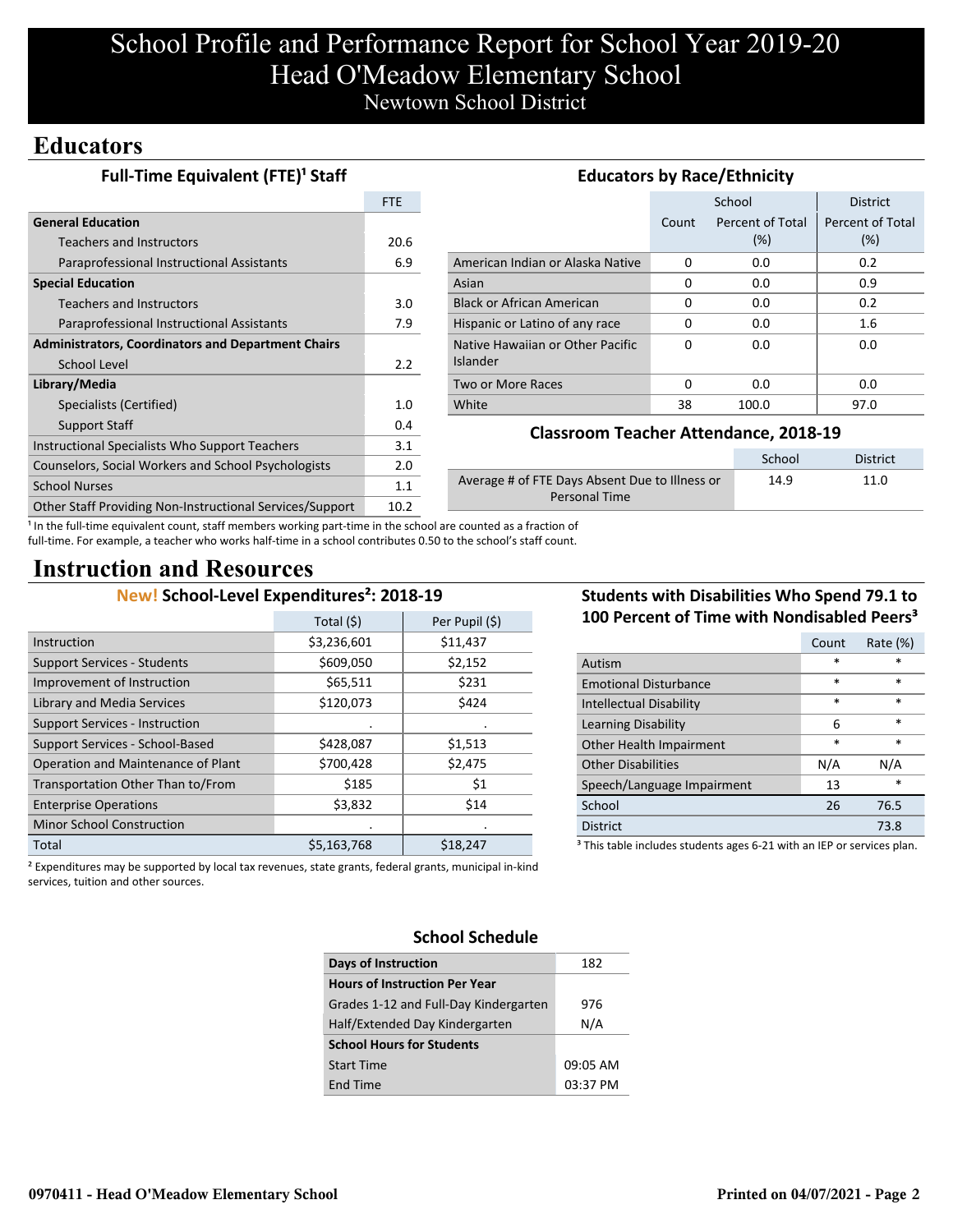# School Profile and Performance Report for School Year 2019-20
# Head O'Meadow Elementary School
## Newtown School District

## Educators

### Full-Time Equivalent (FTE)[1] Staff

| | FTE |
|---|---|
| **General Education** | |
| Teachers and Instructors | 20.6 |
| Paraprofessional Instructional Assistants | 6.9 |
| **Special Education** | |
| Teachers and Instructors | 3.0 |
| Paraprofessional Instructional Assistants | 7.9 |
| **Administrators, Coordinators and Department Chairs** | |
| School Level | 2.2 |
| **Library/Media** | |
| Specialists (Certified) | 1.0 |
| Support Staff | 0.4 |
| Instructional Specialists Who Support Teachers | 3.1 |
| Counselors, Social Workers and School Psychologists | 2.0 |
| School Nurses | 1.1 |
| Other Staff Providing Non-Instructional Services/Support | 10.2 |

[1] In the full-time equivalent count, staff members working part-time in the school are counted as a fraction of full-time. For example, a teacher who works half-time in a school contributes 0.50 to the school's staff count.

### Educators by Race/Ethnicity

| | School | | District |
|---|---|---|---|
| | Count | Percent of Total (%) | Percent of Total (%) |
| American Indian or Alaska Native | 0 | 0.0 | 0.2 |
| Asian | 0 | 0.0 | 0.9 |
| Black or African American | 0 | 0.0 | 0.2 |
| Hispanic or Latino of any race | 0 | 0.0 | 1.6 |
| Native Hawaiian or Other Pacific Islander | 0 | 0.0 | 0.0 |
| Two or More Races | 0 | 0.0 | 0.0 |
| White | 38 | 100.0 | 97.0 |

### Classroom Teacher Attendance, 2018-19

| | School | District |
|---|---|---|
| Average # of FTE Days Absent Due to Illness or Personal Time | 14.9 | 11.0 |

## Instruction and Resources

### New! School-Level Expenditures[2]: 2018-19

| | Total ($) | Per Pupil ($) |
|---|---|---|
| Instruction | $3,236,601 | $11,437 |
| Support Services - Students | $609,050 | $2,152 |
| Improvement of Instruction | $65,511 | $231 |
| Library and Media Services | $120,073 | $424 |
| Support Services - Instruction | . | . |
| Support Services - School-Based | $428,087 | $1,513 |
| Operation and Maintenance of Plant | $700,428 | $2,475 |
| Transportation Other Than to/From | $185 | $1 |
| Enterprise Operations | $3,832 | $14 |
| Minor School Construction | . | . |
| Total | $5,163,768 | $18,247 |

[2] Expenditures may be supported by local tax revenues, state grants, federal grants, municipal in-kind services, tuition and other sources.

### Students with Disabilities Who Spend 79.1 to 100 Percent of Time with Nondisabled Peers[3]

| | Count | Rate (%) |
|---|---|---|
| Autism | * | * |
| Emotional Disturbance | * | * |
| Intellectual Disability | * | * |
| Learning Disability | 6 | * |
| Other Health Impairment | * | * |
| Other Disabilities | N/A | N/A |
| Speech/Language Impairment | 13 | * |
| School | 26 | 76.5 |
| District | | 73.8 |

[3] This table includes students ages 6-21 with an IEP or services plan.

### School Schedule

| | |
|---|---|
| **Days of Instruction** | 182 |
| **Hours of Instruction Per Year** | |
| Grades 1-12 and Full-Day Kindergarten | 976 |
| Half/Extended Day Kindergarten | N/A |
| **School Hours for Students** | |
| Start Time | 09:05 AM |
| End Time | 03:37 PM |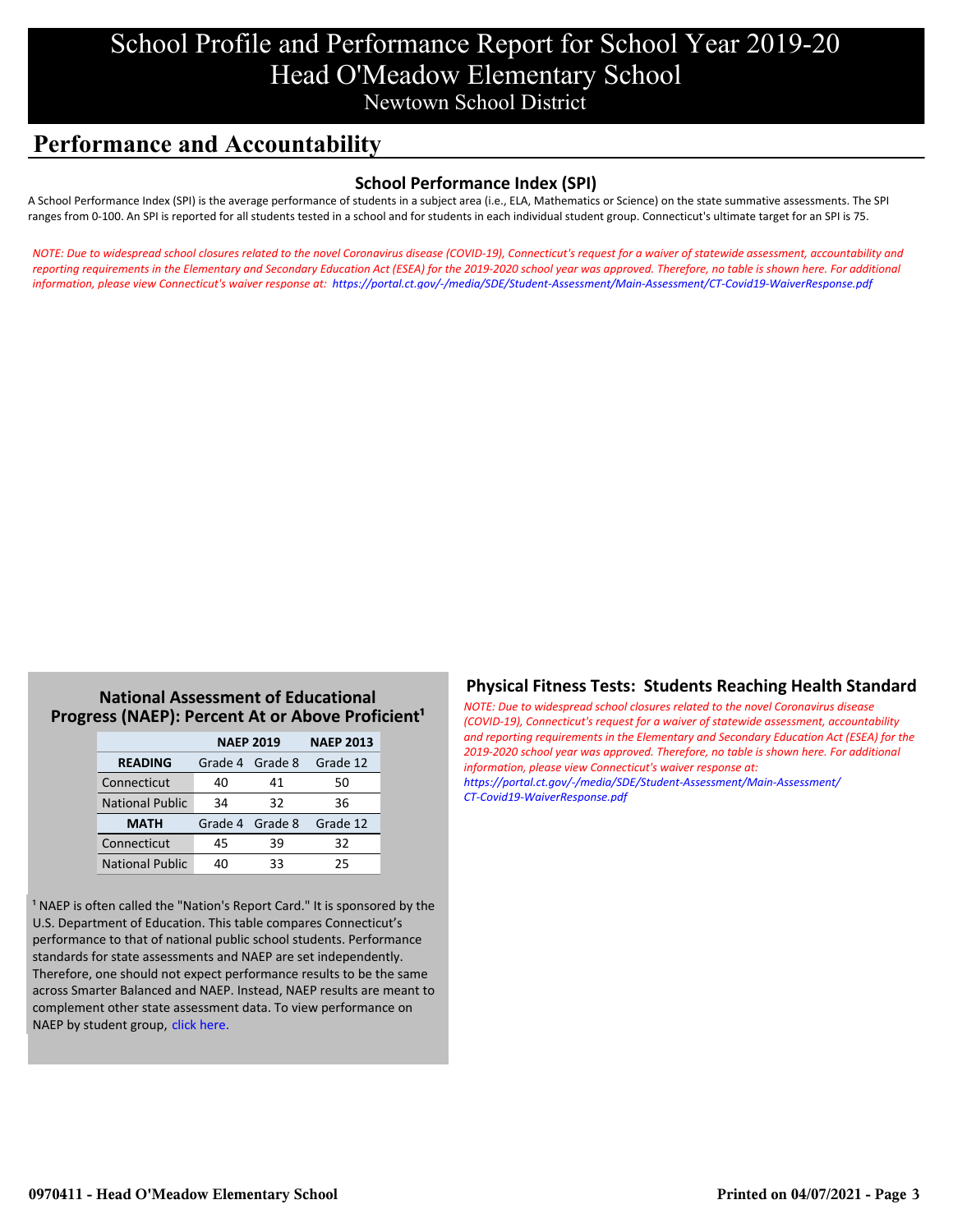# School Profile and Performance Report for School Year 2019-20
# Head O'Meadow Elementary School
## Newtown School District

## Performance and Accountability

### School Performance Index (SPI)

A School Performance Index (SPI) is the average performance of students in a subject area (i.e., ELA, Mathematics or Science) on the state summative assessments. The SPI ranges from 0-100. An SPI is reported for all students tested in a school and for students in each individual student group. Connecticut's ultimate target for an SPI is 75.

*NOTE: Due to widespread school closures related to the novel Coronavirus disease (COVID-19), Connecticut's request for a waiver of statewide assessment, accountability and reporting requirements in the Elementary and Secondary Education Act (ESEA) for the 2019-2020 school year was approved. Therefore, no table is shown here. For additional information, please view Connecticut's waiver response at: https://portal.ct.gov/-/media/SDE/Student-Assessment/Main-Assessment/CT-Covid19-WaiverResponse.pdf*

### National Assessment of Educational Progress (NAEP): Percent At or Above Proficient[1]

| | NAEP 2019 | | NAEP 2013 |
|---|---|---|---|
| **READING** | Grade 4 | Grade 8 | Grade 12 |
| Connecticut | 40 | 41 | 50 |
| National Public | 34 | 32 | 36 |
| **MATH** | Grade 4 | Grade 8 | Grade 12 |
| Connecticut | 45 | 39 | 32 |
| National Public | 40 | 33 | 25 |

[1] NAEP is often called the "Nation's Report Card." It is sponsored by the U.S. Department of Education. This table compares Connecticut's performance to that of national public school students. Performance standards for state assessments and NAEP are set independently. Therefore, one should not expect performance results to be the same across Smarter Balanced and NAEP. Instead, NAEP results are meant to complement other state assessment data. To view performance on NAEP by student group, click here.

### Physical Fitness Tests: Students Reaching Health Standard

*NOTE: Due to widespread school closures related to the novel Coronavirus disease (COVID-19), Connecticut's request for a waiver of statewide assessment, accountability and reporting requirements in the Elementary and Secondary Education Act (ESEA) for the 2019-2020 school year was approved. Therefore, no table is shown here. For additional information, please view Connecticut's waiver response at: https://portal.ct.gov/-/media/SDE/Student-Assessment/Main-Assessment/CT-Covid19-WaiverResponse.pdf*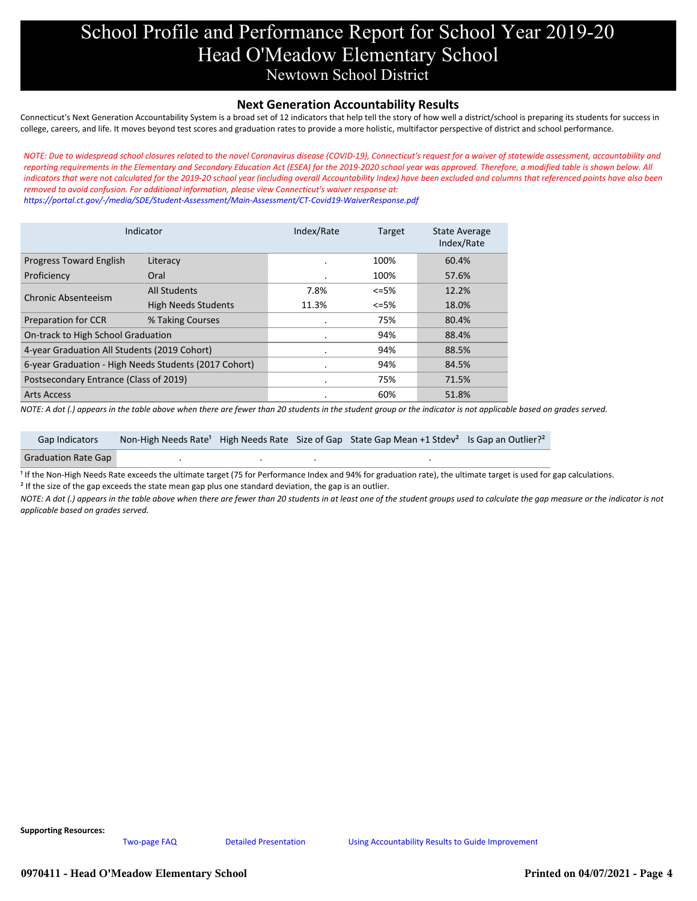# School Profile and Performance Report for School Year 2019-20
# Head O'Meadow Elementary School
## Newtown School District

### Next Generation Accountability Results

Connecticut's Next Generation Accountability System is a broad set of 12 indicators that help tell the story of how well a district/school is preparing its students for success in college, careers, and life. It moves beyond test scores and graduation rates to provide a more holistic, multifactor perspective of district and school performance.

*NOTE: Due to widespread school closures related to the novel Coronavirus disease (COVID-19), Connecticut's request for a waiver of statewide assessment, accountability and reporting requirements in the Elementary and Secondary Education Act (ESEA) for the 2019-2020 school year was approved. Therefore, a modified table is shown below. All indicators that were not calculated for the 2019-20 school year (including overall Accountability Index) have been excluded and columns that referenced points have also been removed to avoid confusion. For additional information, please view Connecticut's waiver response at:*
*https://portal.ct.gov/-/media/SDE/Student-Assessment/Main-Assessment/CT-Covid19-WaiverResponse.pdf*

| Indicator | | Index/Rate | Target | State Average Index/Rate |
|---|---|---|---|---|
| Progress Toward English Proficiency | Literacy | . | 100% | 60.4% |
| | Oral | . | 100% | 57.6% |
| Chronic Absenteeism | All Students | 7.8% | <=5% | 12.2% |
| | High Needs Students | 11.3% | <=5% | 18.0% |
| Preparation for CCR | % Taking Courses | . | 75% | 80.4% |
| On-track to High School Graduation | | . | 94% | 88.4% |
| 4-year Graduation All Students (2019 Cohort) | | . | 94% | 88.5% |
| 6-year Graduation - High Needs Students (2017 Cohort) | | . | 94% | 84.5% |
| Postsecondary Entrance (Class of 2019) | | . | 75% | 71.5% |
| Arts Access | | . | 60% | 51.8% |

*NOTE: A dot (.) appears in the table above when there are fewer than 20 students in the student group or the indicator is not applicable based on grades served.*

| Gap Indicators | Non-High Needs Rate[1] | High Needs Rate | Size of Gap | State Gap Mean +1 Stdev[2] | Is Gap an Outlier?[2] |
|---|---|---|---|---|---|
| Graduation Rate Gap | . | . | . | . | |

[1] If the Non-High Needs Rate exceeds the ultimate target (75 for Performance Index and 94% for graduation rate), the ultimate target is used for gap calculations.
[2] If the size of the gap exceeds the state mean gap plus one standard deviation, the gap is an outlier.

*NOTE: A dot (.) appears in the table above when there are fewer than 20 students in at least one of the student groups used to calculate the gap measure or the indicator is not applicable based on grades served.*

**Supporting Resources:**

Two-page FAQ    Detailed Presentation    Using Accountability Results to Guide Improvement